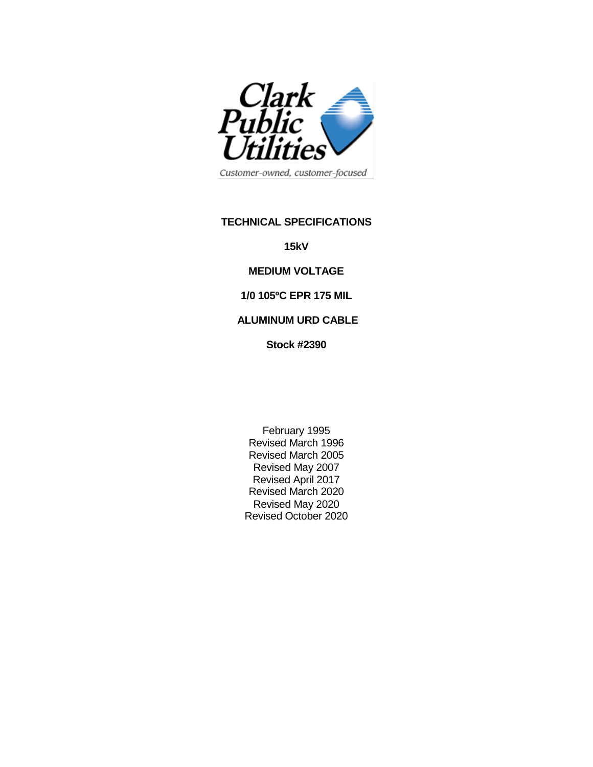Clark Public Utilities

Customer-owned, customer-focused

**TECHNICAL SPECIFICATIONS**

**15kV**

**MEDIUM VOLTAGE**

**1/0 105ºC EPR 175 MIL**

**ALUMINUM URD CABLE**

**Stock #2390**

February 1995
Revised March 1996
Revised March 2005
Revised May 2007
Revised April 2017
Revised March 2020
Revised May 2020
Revised October 2020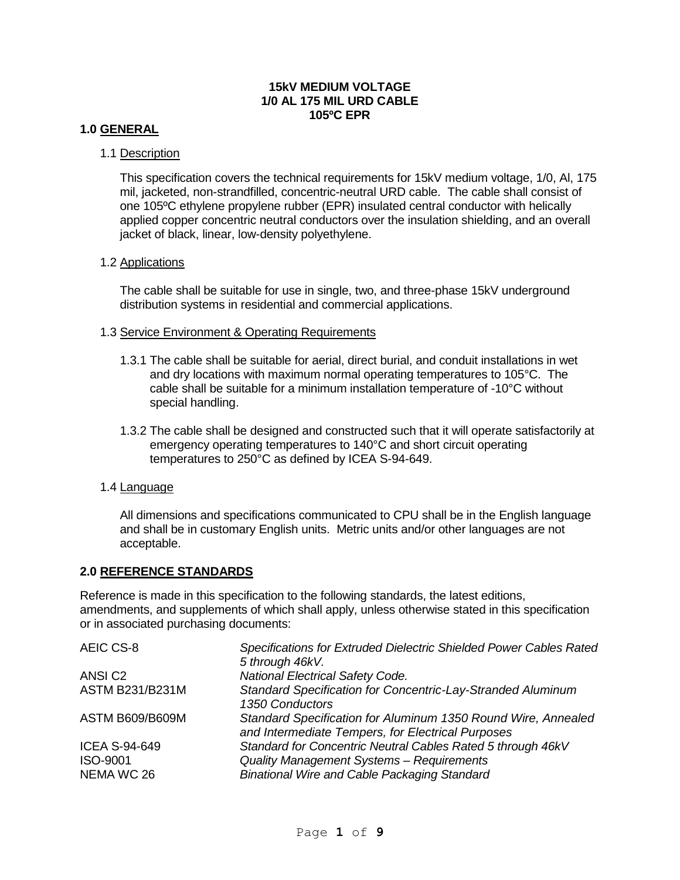**15kV MEDIUM VOLTAGE**
**1/0 AL 175 MIL URD CABLE**
**105ºC EPR**

## 1.0 GENERAL

### 1.1 Description

This specification covers the technical requirements for 15kV medium voltage, 1/0, Al, 175 mil, jacketed, non-strandfilled, concentric-neutral URD cable. The cable shall consist of one 105ºC ethylene propylene rubber (EPR) insulated central conductor with helically applied copper concentric neutral conductors over the insulation shielding, and an overall jacket of black, linear, low-density polyethylene.

### 1.2 Applications

The cable shall be suitable for use in single, two, and three-phase 15kV underground distribution systems in residential and commercial applications.

### 1.3 Service Environment & Operating Requirements

1.3.1 The cable shall be suitable for aerial, direct burial, and conduit installations in wet and dry locations with maximum normal operating temperatures to 105°C. The cable shall be suitable for a minimum installation temperature of -10°C without special handling.

1.3.2 The cable shall be designed and constructed such that it will operate satisfactorily at emergency operating temperatures to 140°C and short circuit operating temperatures to 250°C as defined by ICEA S-94-649.

### 1.4 Language

All dimensions and specifications communicated to CPU shall be in the English language and shall be in customary English units. Metric units and/or other languages are not acceptable.

## 2.0 REFERENCE STANDARDS

Reference is made in this specification to the following standards, the latest editions, amendments, and supplements of which shall apply, unless otherwise stated in this specification or in associated purchasing documents:

| | |
|---|---|
| AEIC CS-8 | *Specifications for Extruded Dielectric Shielded Power Cables Rated 5 through 46kV.* |
| ANSI C2 | *National Electrical Safety Code.* |
| ASTM B231/B231M | *Standard Specification for Concentric-Lay-Stranded Aluminum 1350 Conductors* |
| ASTM B609/B609M | *Standard Specification for Aluminum 1350 Round Wire, Annealed and Intermediate Tempers, for Electrical Purposes* |
| ICEA S-94-649 | *Standard for Concentric Neutral Cables Rated 5 through 46kV* |
| ISO-9001 | *Quality Management Systems – Requirements* |
| NEMA WC 26 | *Binational Wire and Cable Packaging Standard* |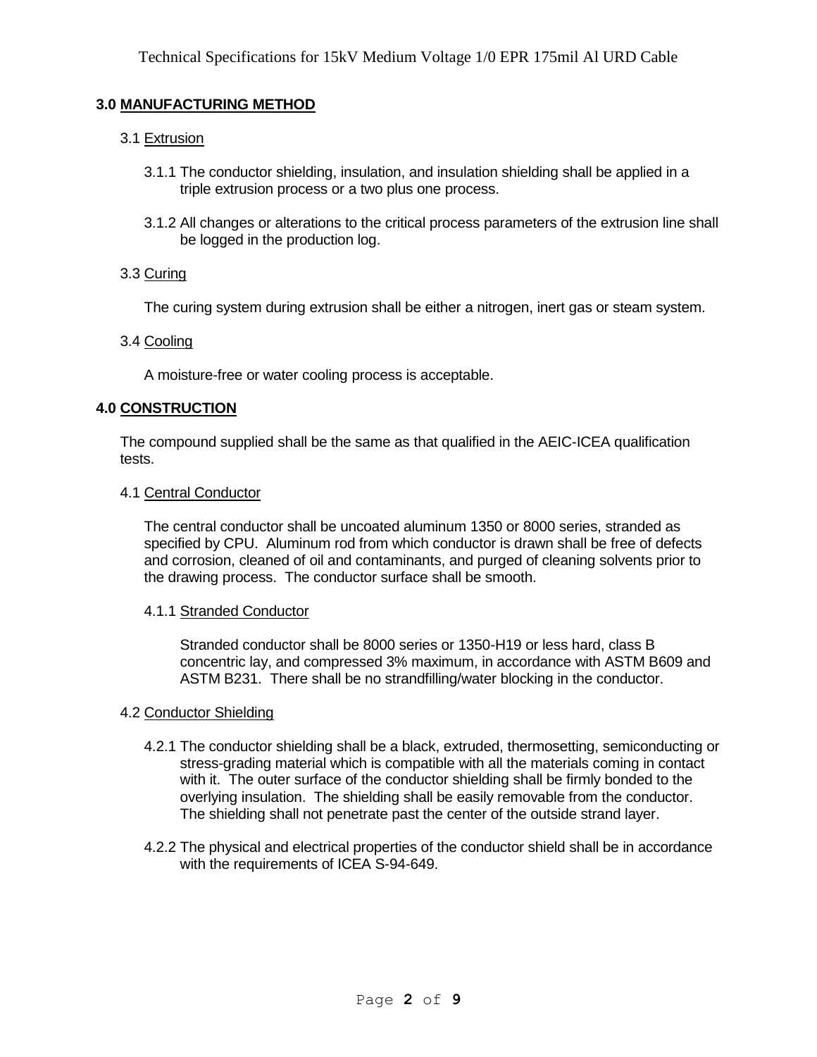## 3.0 MANUFACTURING METHOD

### 3.1 Extrusion

3.1.1 The conductor shielding, insulation, and insulation shielding shall be applied in a triple extrusion process or a two plus one process.

3.1.2 All changes or alterations to the critical process parameters of the extrusion line shall be logged in the production log.

### 3.3 Curing

The curing system during extrusion shall be either a nitrogen, inert gas or steam system.

### 3.4 Cooling

A moisture-free or water cooling process is acceptable.

## 4.0 CONSTRUCTION

The compound supplied shall be the same as that qualified in the AEIC-ICEA qualification tests.

### 4.1 Central Conductor

The central conductor shall be uncoated aluminum 1350 or 8000 series, stranded as specified by CPU. Aluminum rod from which conductor is drawn shall be free of defects and corrosion, cleaned of oil and contaminants, and purged of cleaning solvents prior to the drawing process. The conductor surface shall be smooth.

#### 4.1.1 Stranded Conductor

Stranded conductor shall be 8000 series or 1350-H19 or less hard, class B concentric lay, and compressed 3% maximum, in accordance with ASTM B609 and ASTM B231. There shall be no strandfilling/water blocking in the conductor.

### 4.2 Conductor Shielding

4.2.1 The conductor shielding shall be a black, extruded, thermosetting, semiconducting or stress-grading material which is compatible with all the materials coming in contact with it. The outer surface of the conductor shielding shall be firmly bonded to the overlying insulation. The shielding shall be easily removable from the conductor. The shielding shall not penetrate past the center of the outside strand layer.

4.2.2 The physical and electrical properties of the conductor shield shall be in accordance with the requirements of ICEA S-94-649.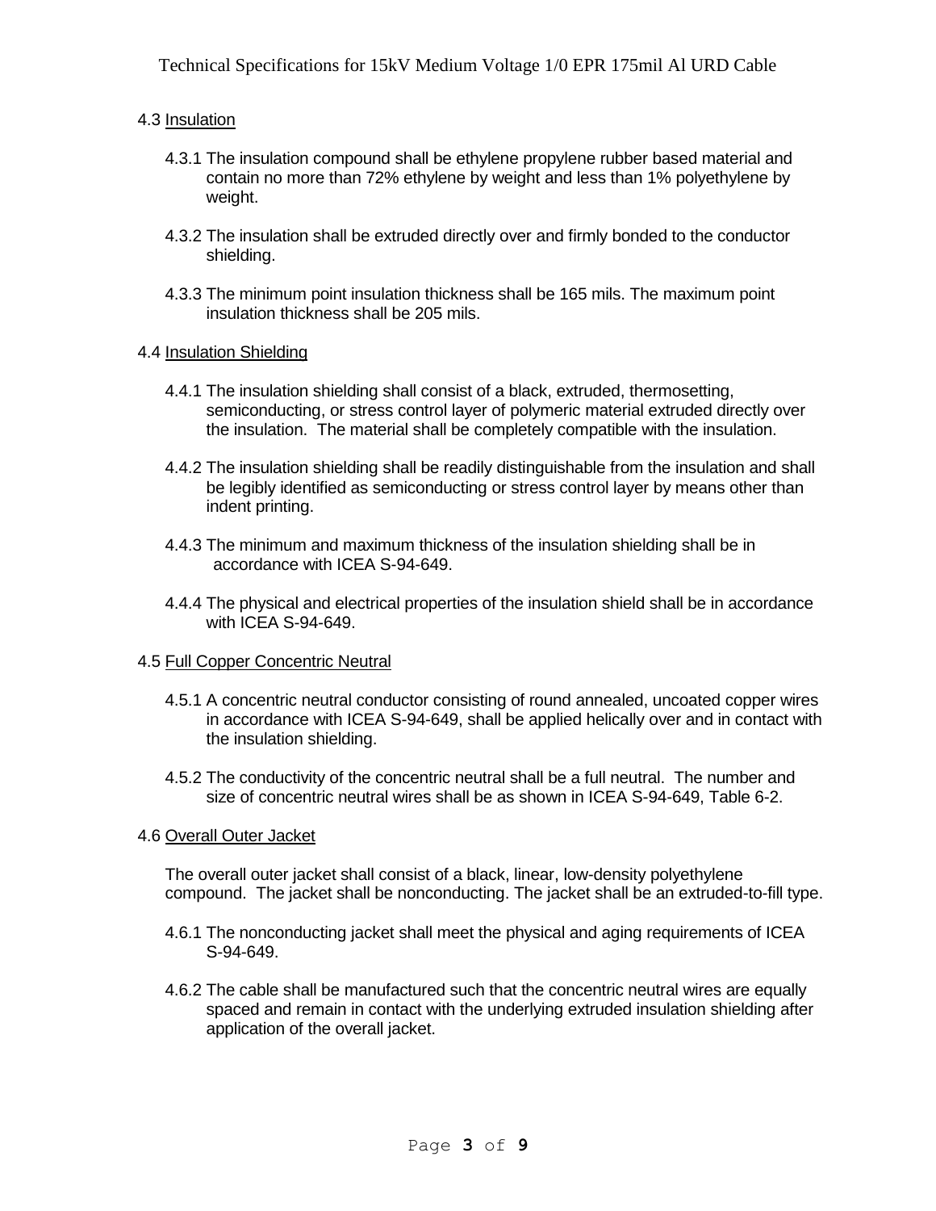### 4.3 Insulation

4.3.1 The insulation compound shall be ethylene propylene rubber based material and contain no more than 72% ethylene by weight and less than 1% polyethylene by weight.

4.3.2 The insulation shall be extruded directly over and firmly bonded to the conductor shielding.

4.3.3 The minimum point insulation thickness shall be 165 mils. The maximum point insulation thickness shall be 205 mils.

### 4.4 Insulation Shielding

4.4.1 The insulation shielding shall consist of a black, extruded, thermosetting, semiconducting, or stress control layer of polymeric material extruded directly over the insulation. The material shall be completely compatible with the insulation.

4.4.2 The insulation shielding shall be readily distinguishable from the insulation and shall be legibly identified as semiconducting or stress control layer by means other than indent printing.

4.4.3 The minimum and maximum thickness of the insulation shielding shall be in accordance with ICEA S-94-649.

4.4.4 The physical and electrical properties of the insulation shield shall be in accordance with ICEA S-94-649.

### 4.5 Full Copper Concentric Neutral

4.5.1 A concentric neutral conductor consisting of round annealed, uncoated copper wires in accordance with ICEA S-94-649, shall be applied helically over and in contact with the insulation shielding.

4.5.2 The conductivity of the concentric neutral shall be a full neutral. The number and size of concentric neutral wires shall be as shown in ICEA S-94-649, Table 6-2.

### 4.6 Overall Outer Jacket

The overall outer jacket shall consist of a black, linear, low-density polyethylene compound. The jacket shall be nonconducting. The jacket shall be an extruded-to-fill type.

4.6.1 The nonconducting jacket shall meet the physical and aging requirements of ICEA S-94-649.

4.6.2 The cable shall be manufactured such that the concentric neutral wires are equally spaced and remain in contact with the underlying extruded insulation shielding after application of the overall jacket.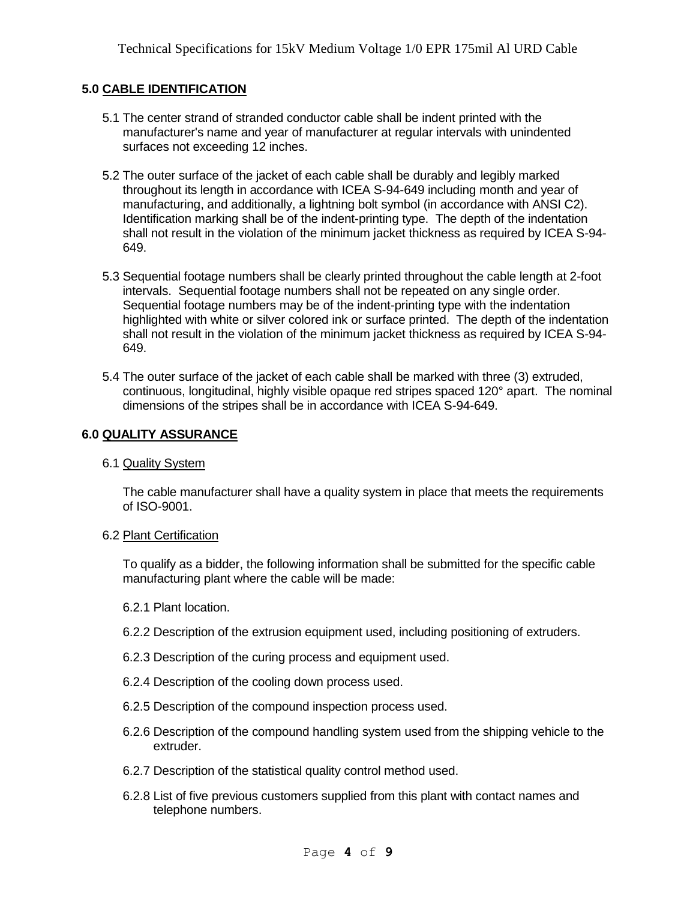## 5.0 CABLE IDENTIFICATION

5.1 The center strand of stranded conductor cable shall be indent printed with the manufacturer's name and year of manufacturer at regular intervals with unindented surfaces not exceeding 12 inches.

5.2 The outer surface of the jacket of each cable shall be durably and legibly marked throughout its length in accordance with ICEA S-94-649 including month and year of manufacturing, and additionally, a lightning bolt symbol (in accordance with ANSI C2). Identification marking shall be of the indent-printing type. The depth of the indentation shall not result in the violation of the minimum jacket thickness as required by ICEA S-94-649.

5.3 Sequential footage numbers shall be clearly printed throughout the cable length at 2-foot intervals. Sequential footage numbers shall not be repeated on any single order. Sequential footage numbers may be of the indent-printing type with the indentation highlighted with white or silver colored ink or surface printed. The depth of the indentation shall not result in the violation of the minimum jacket thickness as required by ICEA S-94-649.

5.4 The outer surface of the jacket of each cable shall be marked with three (3) extruded, continuous, longitudinal, highly visible opaque red stripes spaced 120° apart. The nominal dimensions of the stripes shall be in accordance with ICEA S-94-649.

## 6.0 QUALITY ASSURANCE

6.1 Quality System

The cable manufacturer shall have a quality system in place that meets the requirements of ISO-9001.

6.2 Plant Certification

To qualify as a bidder, the following information shall be submitted for the specific cable manufacturing plant where the cable will be made:

6.2.1 Plant location.

6.2.2 Description of the extrusion equipment used, including positioning of extruders.

6.2.3 Description of the curing process and equipment used.

6.2.4 Description of the cooling down process used.

6.2.5 Description of the compound inspection process used.

6.2.6 Description of the compound handling system used from the shipping vehicle to the extruder.

6.2.7 Description of the statistical quality control method used.

6.2.8 List of five previous customers supplied from this plant with contact names and telephone numbers.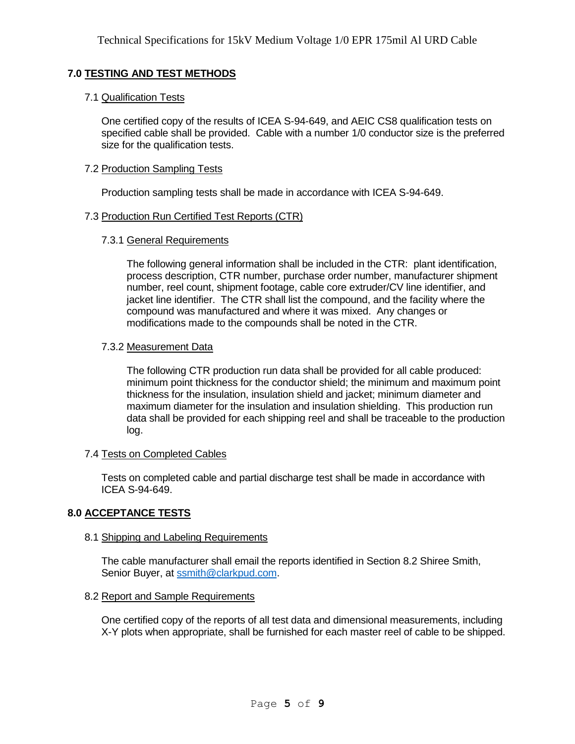## 7.0 TESTING AND TEST METHODS

### 7.1 Qualification Tests

One certified copy of the results of ICEA S-94-649, and AEIC CS8 qualification tests on specified cable shall be provided. Cable with a number 1/0 conductor size is the preferred size for the qualification tests.

### 7.2 Production Sampling Tests

Production sampling tests shall be made in accordance with ICEA S-94-649.

### 7.3 Production Run Certified Test Reports (CTR)

#### 7.3.1 General Requirements

The following general information shall be included in the CTR: plant identification, process description, CTR number, purchase order number, manufacturer shipment number, reel count, shipment footage, cable core extruder/CV line identifier, and jacket line identifier. The CTR shall list the compound, and the facility where the compound was manufactured and where it was mixed. Any changes or modifications made to the compounds shall be noted in the CTR.

#### 7.3.2 Measurement Data

The following CTR production run data shall be provided for all cable produced: minimum point thickness for the conductor shield; the minimum and maximum point thickness for the insulation, insulation shield and jacket; minimum diameter and maximum diameter for the insulation and insulation shielding. This production run data shall be provided for each shipping reel and shall be traceable to the production log.

### 7.4 Tests on Completed Cables

Tests on completed cable and partial discharge test shall be made in accordance with ICEA S-94-649.

## 8.0 ACCEPTANCE TESTS

### 8.1 Shipping and Labeling Requirements

The cable manufacturer shall email the reports identified in Section 8.2 Shiree Smith, Senior Buyer, at ssmith@clarkpud.com.

### 8.2 Report and Sample Requirements

One certified copy of the reports of all test data and dimensional measurements, including X-Y plots when appropriate, shall be furnished for each master reel of cable to be shipped.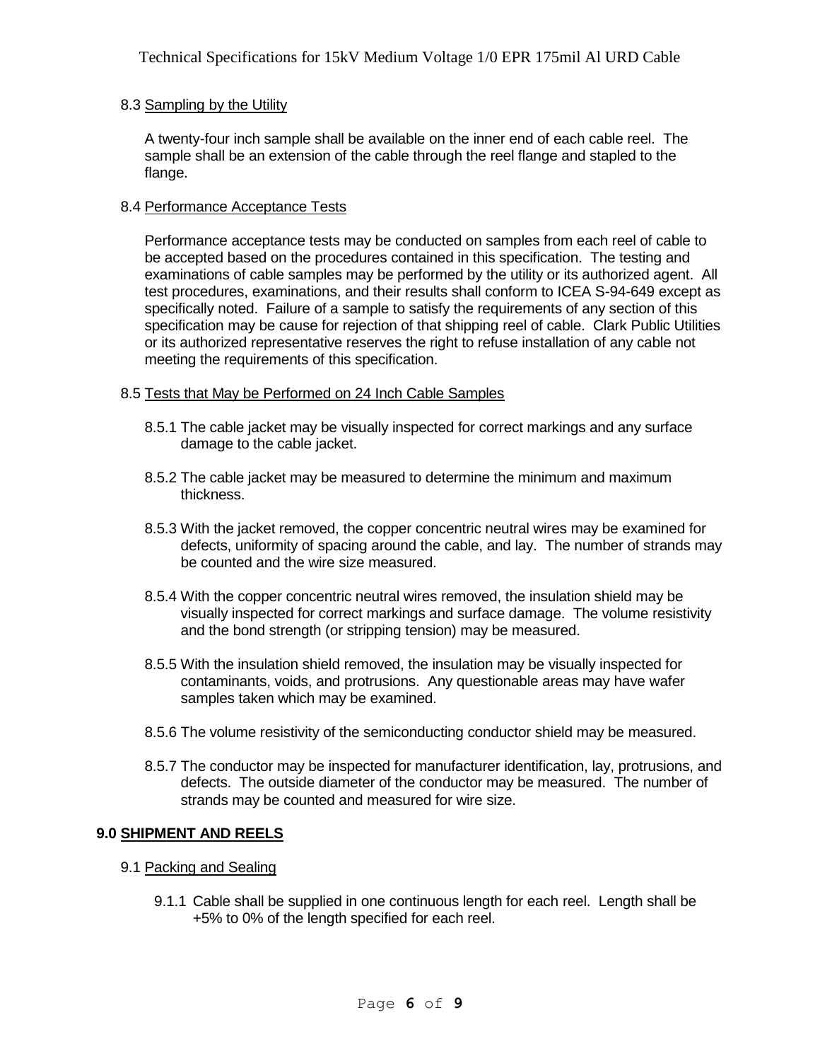8.3 Sampling by the Utility

A twenty-four inch sample shall be available on the inner end of each cable reel. The sample shall be an extension of the cable through the reel flange and stapled to the flange.

8.4 Performance Acceptance Tests

Performance acceptance tests may be conducted on samples from each reel of cable to be accepted based on the procedures contained in this specification. The testing and examinations of cable samples may be performed by the utility or its authorized agent. All test procedures, examinations, and their results shall conform to ICEA S-94-649 except as specifically noted. Failure of a sample to satisfy the requirements of any section of this specification may be cause for rejection of that shipping reel of cable. Clark Public Utilities or its authorized representative reserves the right to refuse installation of any cable not meeting the requirements of this specification.

8.5 Tests that May be Performed on 24 Inch Cable Samples

8.5.1 The cable jacket may be visually inspected for correct markings and any surface damage to the cable jacket.

8.5.2 The cable jacket may be measured to determine the minimum and maximum thickness.

8.5.3 With the jacket removed, the copper concentric neutral wires may be examined for defects, uniformity of spacing around the cable, and lay. The number of strands may be counted and the wire size measured.

8.5.4 With the copper concentric neutral wires removed, the insulation shield may be visually inspected for correct markings and surface damage. The volume resistivity and the bond strength (or stripping tension) may be measured.

8.5.5 With the insulation shield removed, the insulation may be visually inspected for contaminants, voids, and protrusions. Any questionable areas may have wafer samples taken which may be examined.

8.5.6 The volume resistivity of the semiconducting conductor shield may be measured.

8.5.7 The conductor may be inspected for manufacturer identification, lay, protrusions, and defects. The outside diameter of the conductor may be measured. The number of strands may be counted and measured for wire size.

## 9.0 SHIPMENT AND REELS

9.1 Packing and Sealing

9.1.1 Cable shall be supplied in one continuous length for each reel. Length shall be +5% to 0% of the length specified for each reel.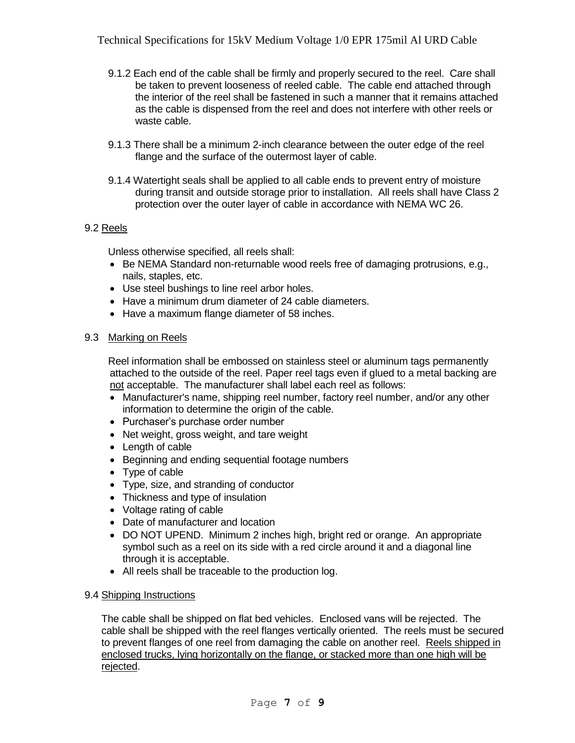9.1.2 Each end of the cable shall be firmly and properly secured to the reel. Care shall be taken to prevent looseness of reeled cable. The cable end attached through the interior of the reel shall be fastened in such a manner that it remains attached as the cable is dispensed from the reel and does not interfere with other reels or waste cable.

9.1.3 There shall be a minimum 2-inch clearance between the outer edge of the reel flange and the surface of the outermost layer of cable.

9.1.4 Watertight seals shall be applied to all cable ends to prevent entry of moisture during transit and outside storage prior to installation. All reels shall have Class 2 protection over the outer layer of cable in accordance with NEMA WC 26.

9.2 Reels

Unless otherwise specified, all reels shall:

- Be NEMA Standard non-returnable wood reels free of damaging protrusions, e.g., nails, staples, etc.
- Use steel bushings to line reel arbor holes.
- Have a minimum drum diameter of 24 cable diameters.
- Have a maximum flange diameter of 58 inches.

9.3 Marking on Reels

Reel information shall be embossed on stainless steel or aluminum tags permanently attached to the outside of the reel. Paper reel tags even if glued to a metal backing are not acceptable. The manufacturer shall label each reel as follows:

- Manufacturer's name, shipping reel number, factory reel number, and/or any other information to determine the origin of the cable.
- Purchaser's purchase order number
- Net weight, gross weight, and tare weight
- Length of cable
- Beginning and ending sequential footage numbers
- Type of cable
- Type, size, and stranding of conductor
- Thickness and type of insulation
- Voltage rating of cable
- Date of manufacturer and location
- DO NOT UPEND. Minimum 2 inches high, bright red or orange. An appropriate symbol such as a reel on its side with a red circle around it and a diagonal line through it is acceptable.
- All reels shall be traceable to the production log.

9.4 Shipping Instructions

The cable shall be shipped on flat bed vehicles. Enclosed vans will be rejected. The cable shall be shipped with the reel flanges vertically oriented. The reels must be secured to prevent flanges of one reel from damaging the cable on another reel. Reels shipped in enclosed trucks, lying horizontally on the flange, or stacked more than one high will be rejected.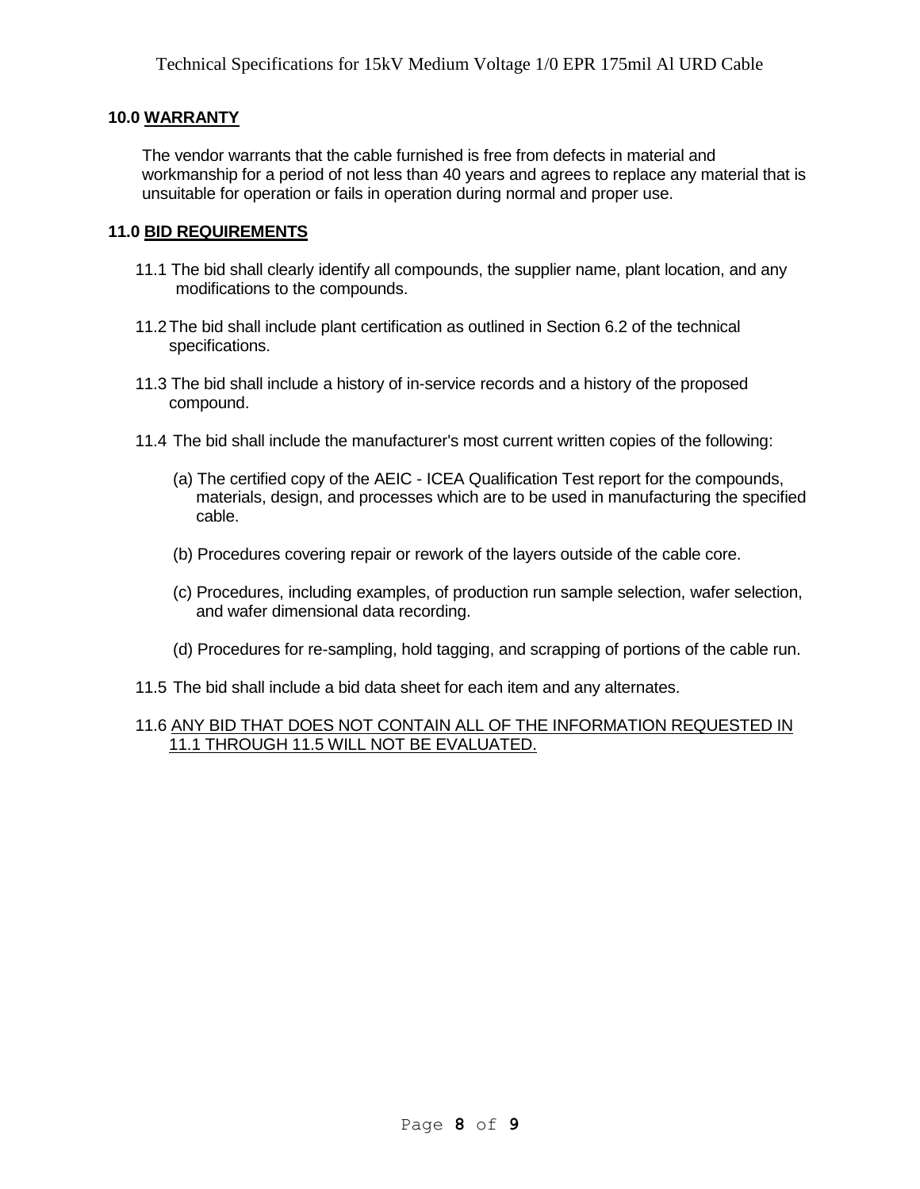## 10.0 WARRANTY

The vendor warrants that the cable furnished is free from defects in material and workmanship for a period of not less than 40 years and agrees to replace any material that is unsuitable for operation or fails in operation during normal and proper use.

## 11.0 BID REQUIREMENTS

11.1 The bid shall clearly identify all compounds, the supplier name, plant location, and any modifications to the compounds.

11.2 The bid shall include plant certification as outlined in Section 6.2 of the technical specifications.

11.3 The bid shall include a history of in-service records and a history of the proposed compound.

11.4 The bid shall include the manufacturer's most current written copies of the following:

(a) The certified copy of the AEIC - ICEA Qualification Test report for the compounds, materials, design, and processes which are to be used in manufacturing the specified cable.

(b) Procedures covering repair or rework of the layers outside of the cable core.

(c) Procedures, including examples, of production run sample selection, wafer selection, and wafer dimensional data recording.

(d) Procedures for re-sampling, hold tagging, and scrapping of portions of the cable run.

11.5 The bid shall include a bid data sheet for each item and any alternates.

11.6 ANY BID THAT DOES NOT CONTAIN ALL OF THE INFORMATION REQUESTED IN 11.1 THROUGH 11.5 WILL NOT BE EVALUATED.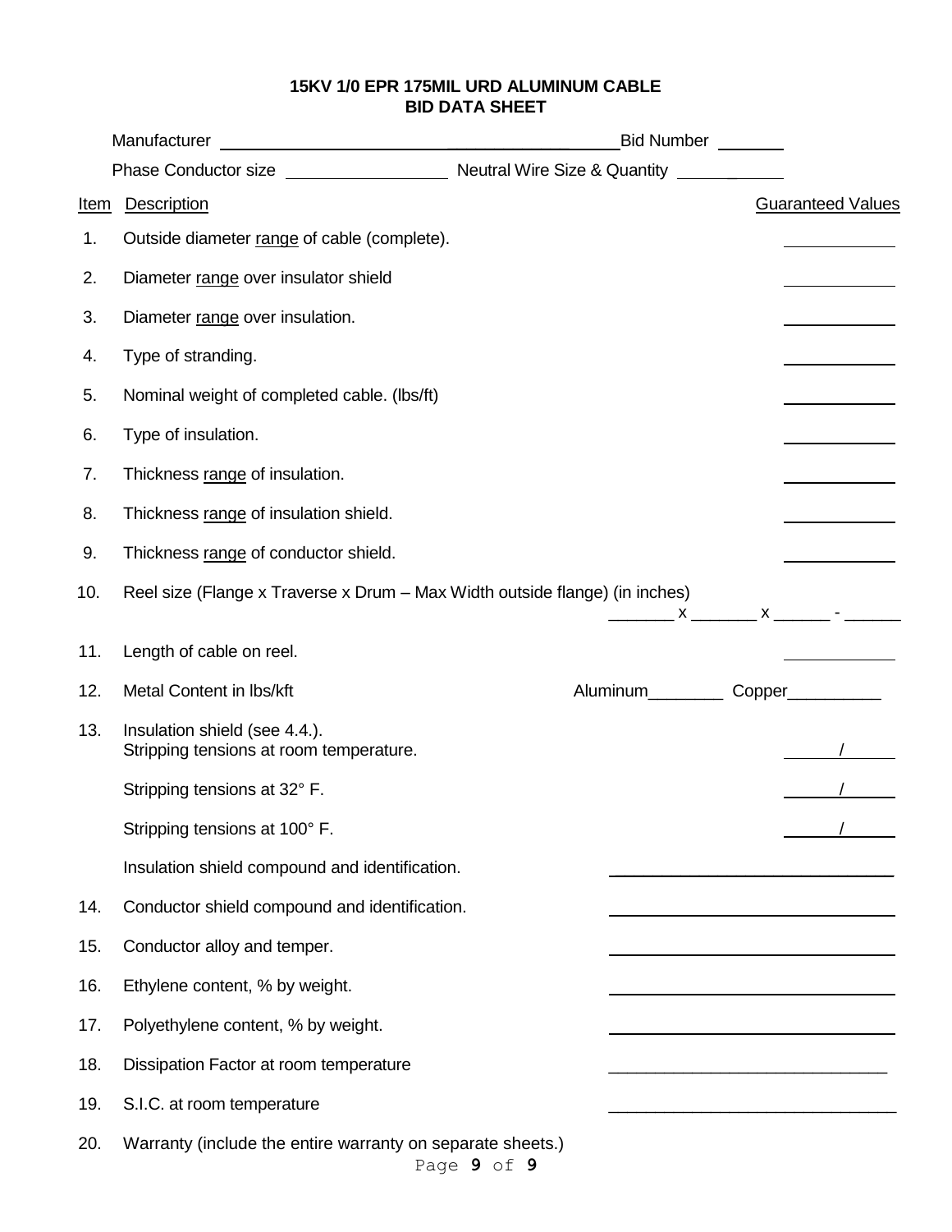**15KV 1/0 EPR 175MIL URD ALUMINUM CABLE**
**BID DATA SHEET**

Manufacturer ______________________________ Bid Number ________

Phase Conductor size ____________________ Neutral Wire Size & Quantity ____________

| Item | Description | Guaranteed Values |
|---|---|---|
| 1. | Outside diameter range of cable (complete). | ____________ |
| 2. | Diameter range over insulator shield | ____________ |
| 3. | Diameter range over insulation. | ____________ |
| 4. | Type of stranding. | ____________ |
| 5. | Nominal weight of completed cable. (lbs/ft) | ____________ |
| 6. | Type of insulation. | ____________ |
| 7. | Thickness range of insulation. | ____________ |
| 8. | Thickness range of insulation shield. | ____________ |
| 9. | Thickness range of conductor shield. | ____________ |
| 10. | Reel size (Flange x Traverse x Drum – Max Width outside flange) (in inches) | _______ x _______ x ______ - ______ |
| 11. | Length of cable on reel. | ____________ |
| 12. | Metal Content in lbs/kft | Aluminum________ Copper__________ |
| 13. | Insulation shield (see 4.4.). Stripping tensions at room temperature. | ______/______ |
| | Stripping tensions at 32° F. | ______/______ |
| | Stripping tensions at 100° F. | ______/______ |
| | Insulation shield compound and identification. | ______________________________ |
| 14. | Conductor shield compound and identification. | ______________________________ |
| 15. | Conductor alloy and temper. | ______________________________ |
| 16. | Ethylene content, % by weight. | ______________________________ |
| 17. | Polyethylene content, % by weight. | ______________________________ |
| 18. | Dissipation Factor at room temperature | ______________________________ |
| 19. | S.I.C. at room temperature | ______________________________ |
| 20. | Warranty (include the entire warranty on separate sheets.) | |